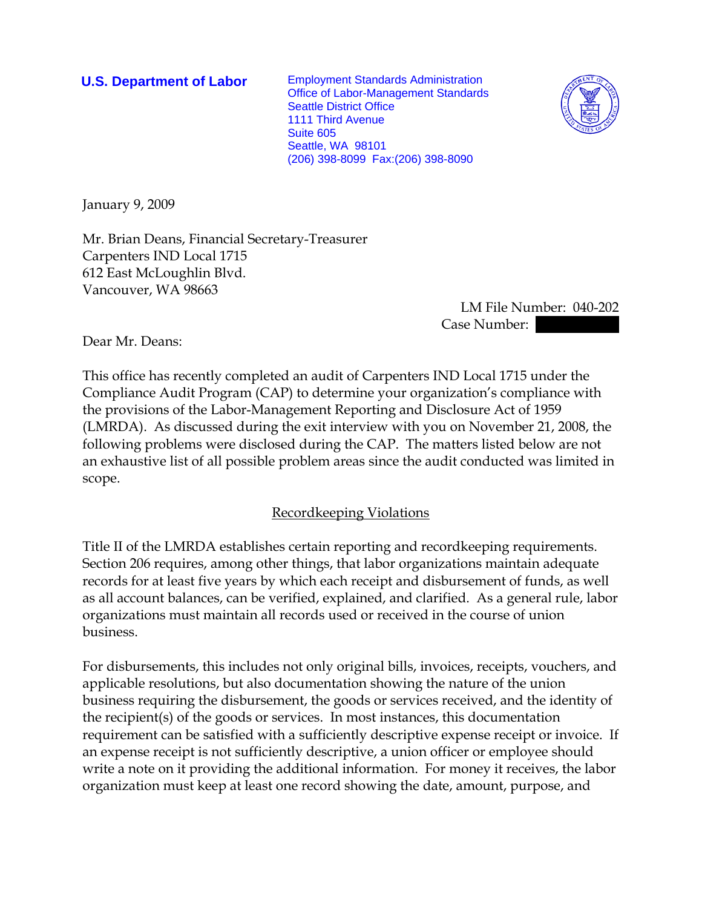**U.S. Department of Labor**

Employment Standards Administration
Office of Labor-Management Standards
Seattle District Office
1111 Third Avenue
Suite 605
Seattle, WA 98101
(206) 398-8099 Fax:(206) 398-8090

January 9, 2009

Mr. Brian Deans, Financial Secretary-Treasurer
Carpenters IND Local 1715
612 East McLoughlin Blvd.
Vancouver, WA 98663

LM File Number: 040-202
Case Number:

Dear Mr. Deans:

This office has recently completed an audit of Carpenters IND Local 1715 under the Compliance Audit Program (CAP) to determine your organization's compliance with the provisions of the Labor-Management Reporting and Disclosure Act of 1959 (LMRDA). As discussed during the exit interview with you on November 21, 2008, the following problems were disclosed during the CAP. The matters listed below are not an exhaustive list of all possible problem areas since the audit conducted was limited in scope.

## Recordkeeping Violations

Title II of the LMRDA establishes certain reporting and recordkeeping requirements. Section 206 requires, among other things, that labor organizations maintain adequate records for at least five years by which each receipt and disbursement of funds, as well as all account balances, can be verified, explained, and clarified. As a general rule, labor organizations must maintain all records used or received in the course of union business.

For disbursements, this includes not only original bills, invoices, receipts, vouchers, and applicable resolutions, but also documentation showing the nature of the union business requiring the disbursement, the goods or services received, and the identity of the recipient(s) of the goods or services. In most instances, this documentation requirement can be satisfied with a sufficiently descriptive expense receipt or invoice. If an expense receipt is not sufficiently descriptive, a union officer or employee should write a note on it providing the additional information. For money it receives, the labor organization must keep at least one record showing the date, amount, purpose, and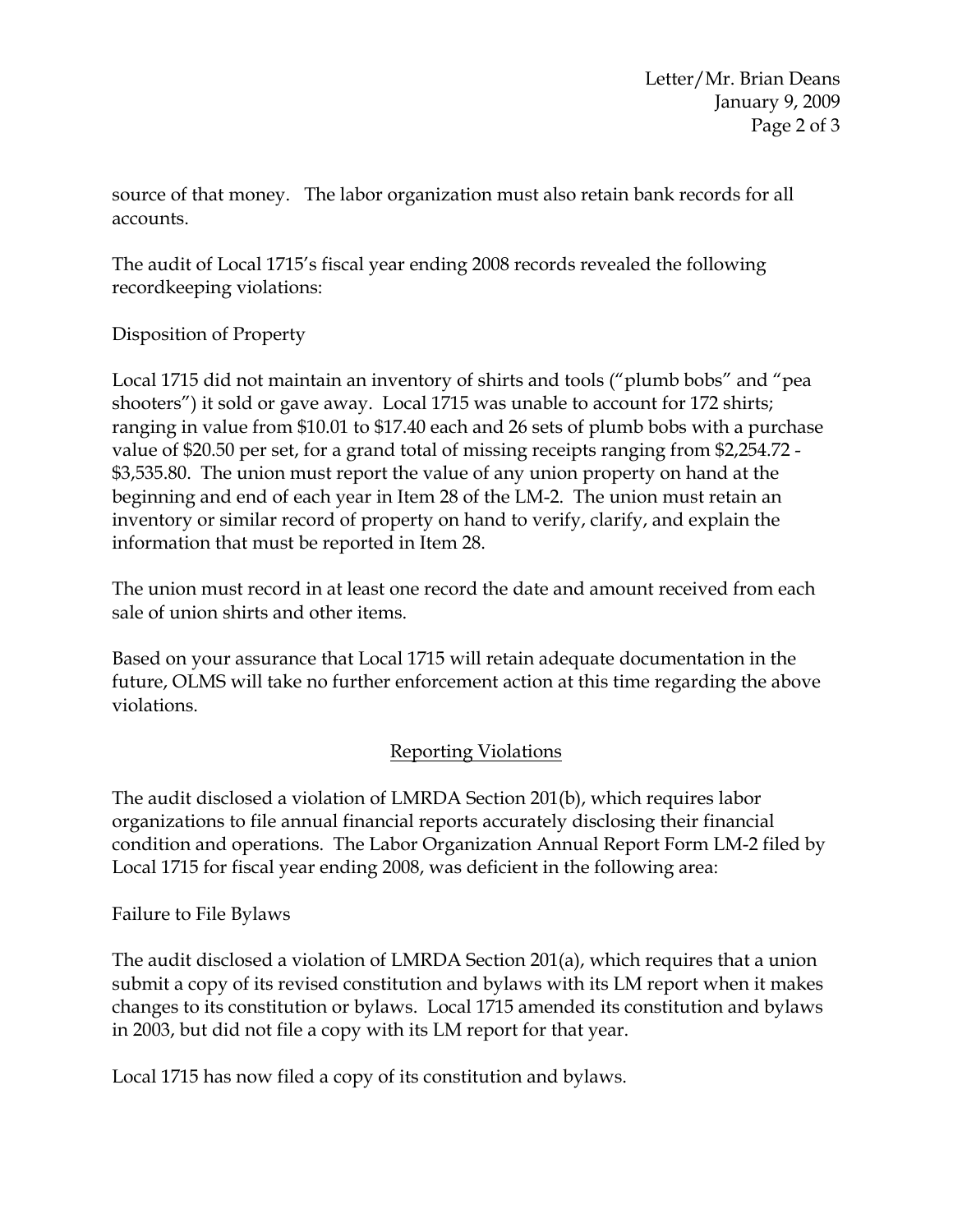source of that money. The labor organization must also retain bank records for all accounts.

The audit of Local 1715's fiscal year ending 2008 records revealed the following recordkeeping violations:

Disposition of Property

Local 1715 did not maintain an inventory of shirts and tools ("plumb bobs" and "pea shooters") it sold or gave away. Local 1715 was unable to account for 172 shirts; ranging in value from $10.01 to $17.40 each and 26 sets of plumb bobs with a purchase value of $20.50 per set, for a grand total of missing receipts ranging from $2,254.72 - $3,535.80. The union must report the value of any union property on hand at the beginning and end of each year in Item 28 of the LM-2. The union must retain an inventory or similar record of property on hand to verify, clarify, and explain the information that must be reported in Item 28.

The union must record in at least one record the date and amount received from each sale of union shirts and other items.

Based on your assurance that Local 1715 will retain adequate documentation in the future, OLMS will take no further enforcement action at this time regarding the above violations.

## Reporting Violations

The audit disclosed a violation of LMRDA Section 201(b), which requires labor organizations to file annual financial reports accurately disclosing their financial condition and operations. The Labor Organization Annual Report Form LM-2 filed by Local 1715 for fiscal year ending 2008, was deficient in the following area:

Failure to File Bylaws

The audit disclosed a violation of LMRDA Section 201(a), which requires that a union submit a copy of its revised constitution and bylaws with its LM report when it makes changes to its constitution or bylaws. Local 1715 amended its constitution and bylaws in 2003, but did not file a copy with its LM report for that year.

Local 1715 has now filed a copy of its constitution and bylaws.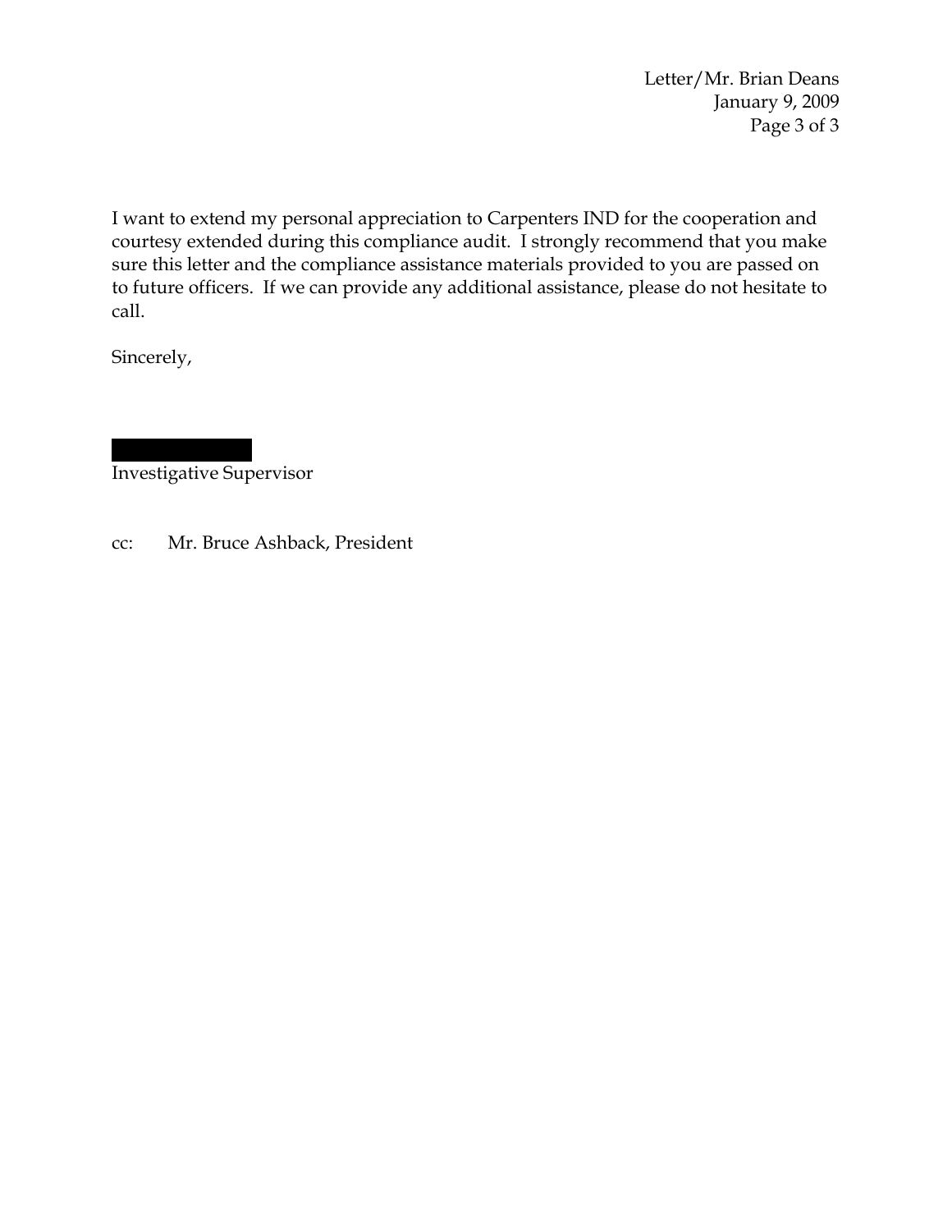I want to extend my personal appreciation to Carpenters IND for the cooperation and courtesy extended during this compliance audit. I strongly recommend that you make sure this letter and the compliance assistance materials provided to you are passed on to future officers. If we can provide any additional assistance, please do not hesitate to call.

Sincerely,

Investigative Supervisor

cc: Mr. Bruce Ashback, President